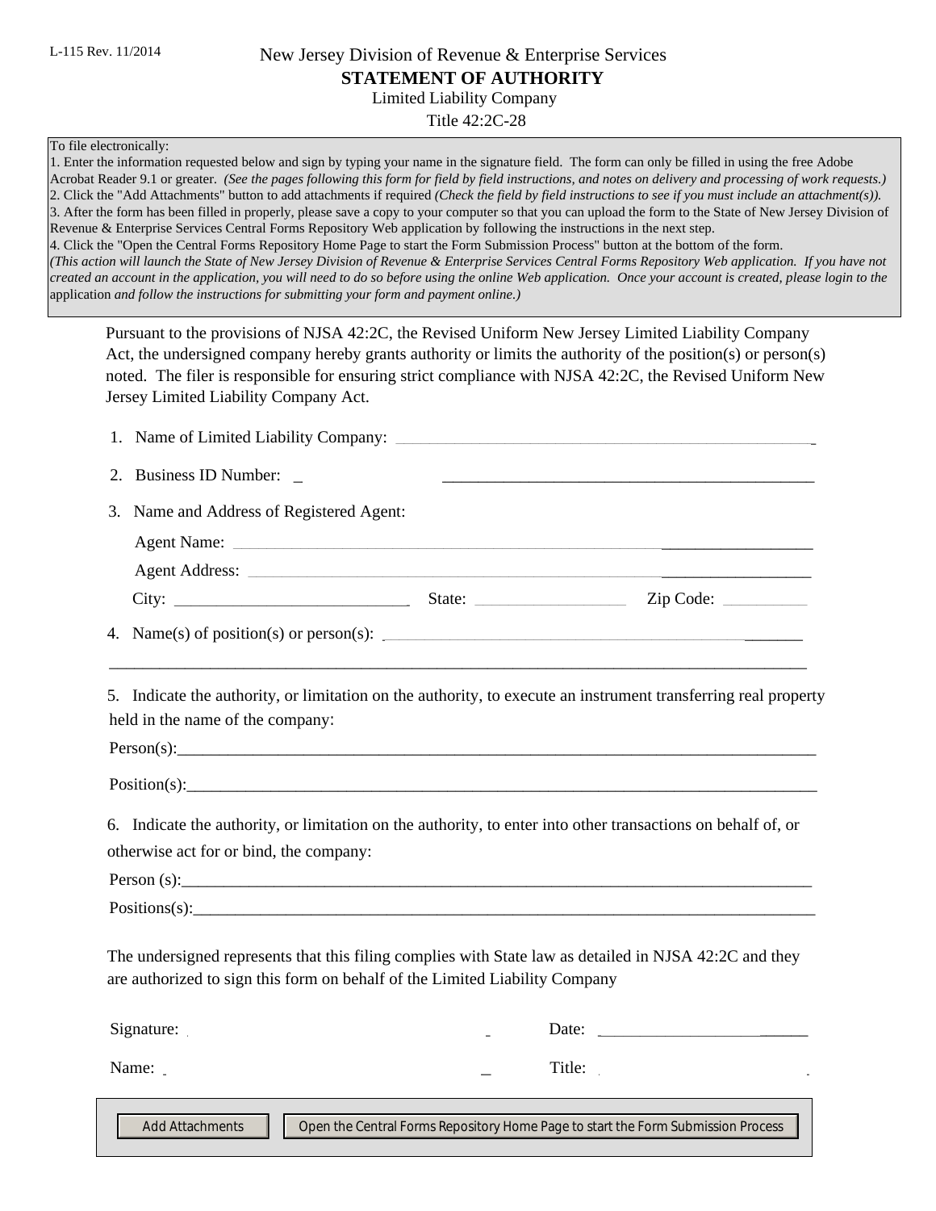L-115 Rev. 11/2014

New Jersey Division of Revenue & Enterprise Services

# STATEMENT OF AUTHORITY

Limited Liability Company

Title 42:2C-28

To file electronically:
1. Enter the information requested below and sign by typing your name in the signature field. The form can only be filled in using the free Adobe Acrobat Reader 9.1 or greater. *(See the pages following this form for field by field instructions, and notes on delivery and processing of work requests.)*
2. Click the "Add Attachments" button to add attachments if required *(Check the field by field instructions to see if you must include an attachment(s)).*
3. After the form has been filled in properly, please save a copy to your computer so that you can upload the form to the State of New Jersey Division of Revenue & Enterprise Services Central Forms Repository Web application by following the instructions in the next step.
4. Click the "Open the Central Forms Repository Home Page to start the Form Submission Process" button at the bottom of the form.
*(This action will launch the State of New Jersey Division of Revenue & Enterprise Services Central Forms Repository Web application. If you have not created an account in the application, you will need to do so before using the online Web application. Once your account is created, please login to the application and follow the instructions for submitting your form and payment online.)*

Pursuant to the provisions of NJSA 42:2C, the Revised Uniform New Jersey Limited Liability Company Act, the undersigned company hereby grants authority or limits the authority of the position(s) or person(s) noted. The filer is responsible for ensuring strict compliance with NJSA 42:2C, the Revised Uniform New Jersey Limited Liability Company Act.

1. Name of Limited Liability Company: ______________________________

2. Business ID Number: ______________________________

3. Name and Address of Registered Agent:

   Agent Name: ______________________________

   Agent Address: ______________________________

   City: ____________________ State: ______________ Zip Code: __________

4. Name(s) of position(s) or person(s): ______________________________

______________________________________________________________

5. Indicate the authority, or limitation on the authority, to execute an instrument transferring real property held in the name of the company:

Person(s):______________________________________________________________

Position(s):______________________________________________________________

6. Indicate the authority, or limitation on the authority, to enter into other transactions on behalf of, or otherwise act for or bind, the company:

Person (s):______________________________________________________________

Positions(s):______________________________________________________________

The undersigned represents that this filing complies with State law as detailed in NJSA 42:2C and they are authorized to sign this form on behalf of the Limited Liability Company

Signature: ______________________________ Date: ______________________

Name: ______________________________ Title: ______________________

Add Attachments | Open the Central Forms Repository Home Page to start the Form Submission Process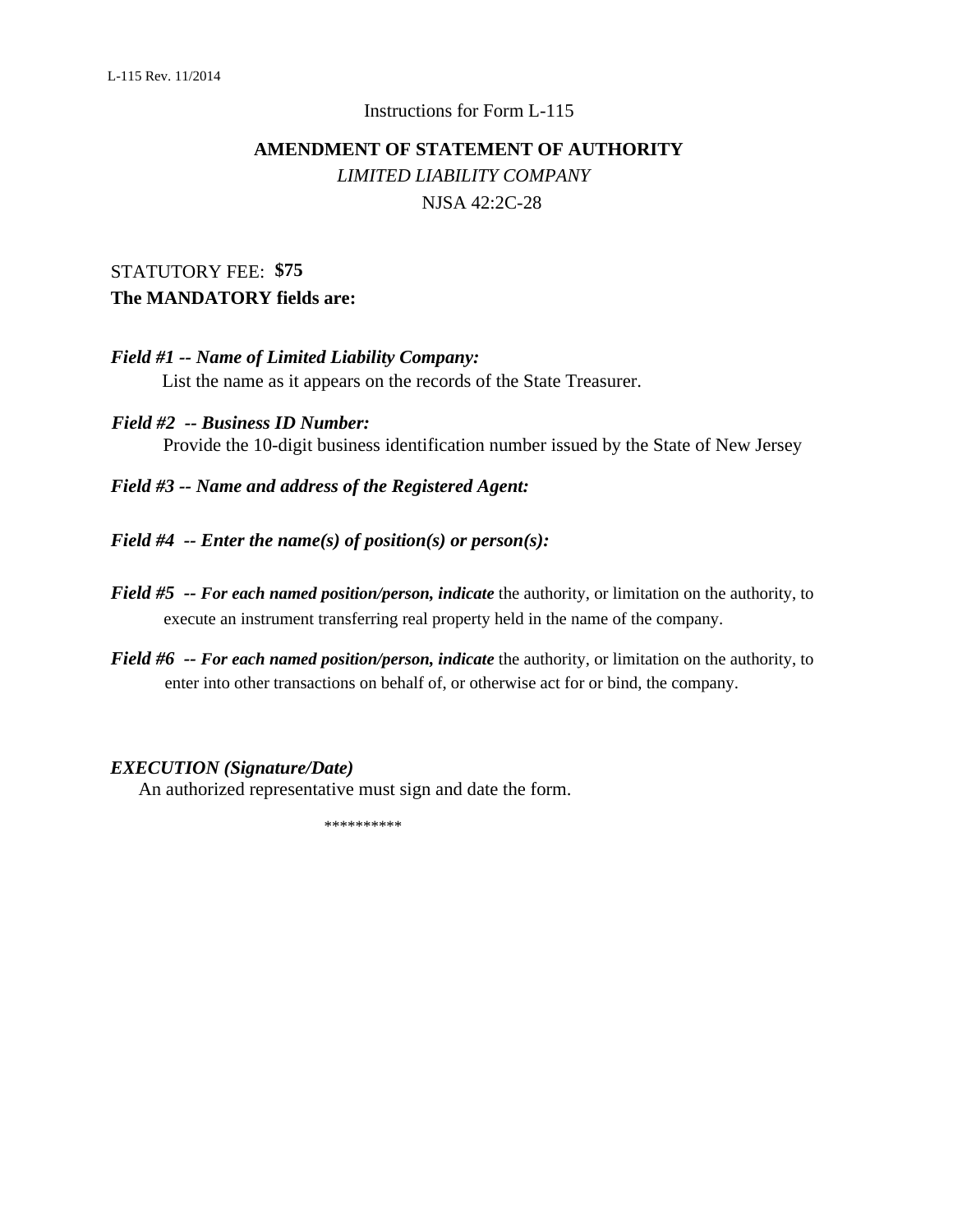L-115 Rev. 11/2014

Instructions for Form L-115

## AMENDMENT OF STATEMENT OF AUTHORITY

*LIMITED LIABILITY COMPANY*

NJSA 42:2C-28

STATUTORY FEE: **$75**

**The MANDATORY fields are:**

***Field #1 -- Name of Limited Liability Company:***
List the name as it appears on the records of the State Treasurer.

***Field #2 -- Business ID Number:***
Provide the 10-digit business identification number issued by the State of New Jersey

***Field #3 -- Name and address of the Registered Agent:***

***Field #4 -- Enter the name(s) of position(s) or person(s):***

***Field #5 -- For each named position/person, indicate*** the authority, or limitation on the authority, to execute an instrument transferring real property held in the name of the company.

***Field #6 -- For each named position/person, indicate*** the authority, or limitation on the authority, to enter into other transactions on behalf of, or otherwise act for or bind, the company.

***EXECUTION (Signature/Date)***
An authorized representative must sign and date the form.

**********